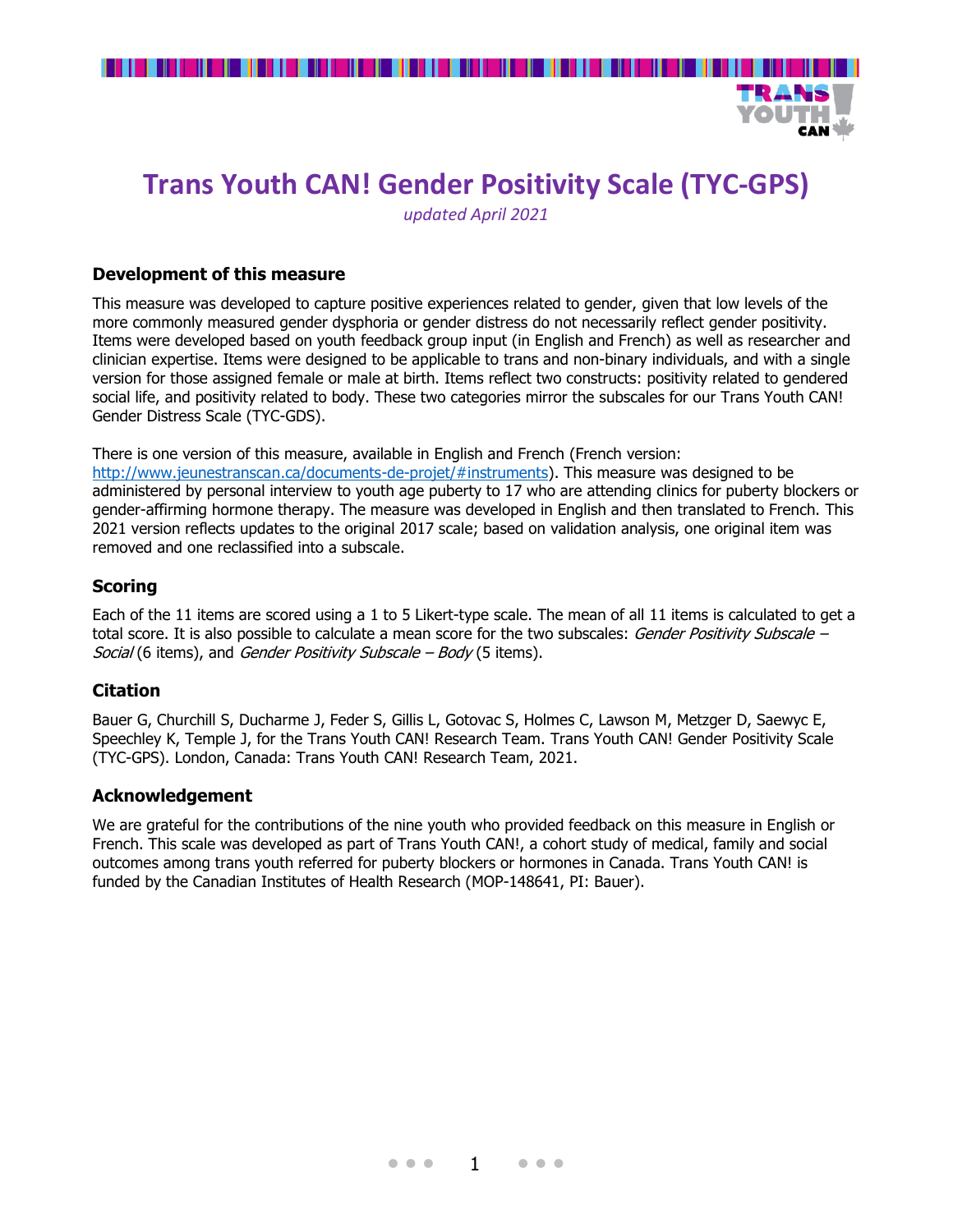# Trans Youth CAN! Gender Positivity Scale (TYC-GPS)

*updated April 2021*

### Development of this measure

This measure was developed to capture positive experiences related to gender, given that low levels of the more commonly measured gender dysphoria or gender distress do not necessarily reflect gender positivity. Items were developed based on youth feedback group input (in English and French) as well as researcher and clinician expertise. Items were designed to be applicable to trans and non-binary individuals, and with a single version for those assigned female or male at birth. Items reflect two constructs: positivity related to gendered social life, and positivity related to body. These two categories mirror the subscales for our Trans Youth CAN! Gender Distress Scale (TYC-GDS).

There is one version of this measure, available in English and French (French version: http://www.jeunestranscan.ca/documents-de-projet/#instruments). This measure was designed to be administered by personal interview to youth age puberty to 17 who are attending clinics for puberty blockers or gender-affirming hormone therapy. The measure was developed in English and then translated to French. This 2021 version reflects updates to the original 2017 scale; based on validation analysis, one original item was removed and one reclassified into a subscale.

### Scoring

Each of the 11 items are scored using a 1 to 5 Likert-type scale. The mean of all 11 items is calculated to get a total score. It is also possible to calculate a mean score for the two subscales: *Gender Positivity Subscale – Social* (6 items), and *Gender Positivity Subscale – Body* (5 items).

### Citation

Bauer G, Churchill S, Ducharme J, Feder S, Gillis L, Gotovac S, Holmes C, Lawson M, Metzger D, Saewyc E, Speechley K, Temple J, for the Trans Youth CAN! Research Team. Trans Youth CAN! Gender Positivity Scale (TYC-GPS). London, Canada: Trans Youth CAN! Research Team, 2021.

### Acknowledgement

We are grateful for the contributions of the nine youth who provided feedback on this measure in English or French. This scale was developed as part of Trans Youth CAN!, a cohort study of medical, family and social outcomes among trans youth referred for puberty blockers or hormones in Canada. Trans Youth CAN! is funded by the Canadian Institutes of Health Research (MOP-148641, PI: Bauer).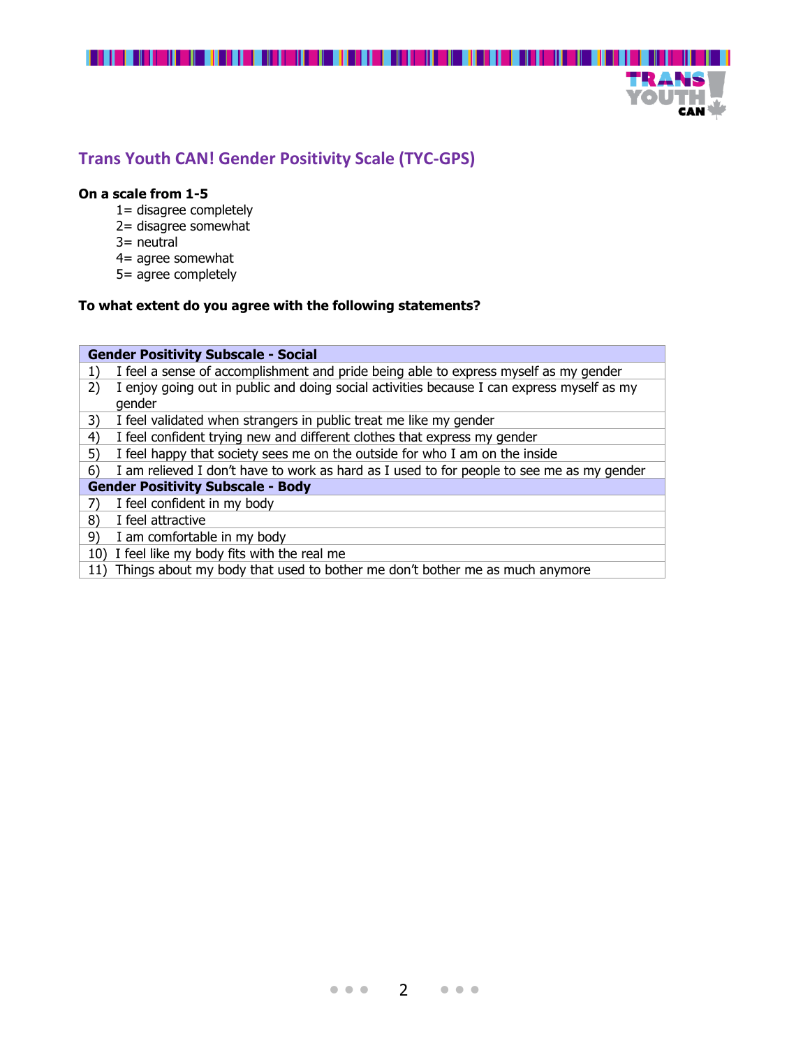## Trans Youth CAN! Gender Positivity Scale (TYC-GPS)

**On a scale from 1-5**

1= disagree completely
2= disagree somewhat
3= neutral
4= agree somewhat
5= agree completely

**To what extent do you agree with the following statements?**

| | |
|---|---|
| **Gender Positivity Subscale - Social** | |
| 1) | I feel a sense of accomplishment and pride being able to express myself as my gender |
| 2) | I enjoy going out in public and doing social activities because I can express myself as my gender |
| 3) | I feel validated when strangers in public treat me like my gender |
| 4) | I feel confident trying new and different clothes that express my gender |
| 5) | I feel happy that society sees me on the outside for who I am on the inside |
| 6) | I am relieved I don't have to work as hard as I used to for people to see me as my gender |
| **Gender Positivity Subscale - Body** | |
| 7) | I feel confident in my body |
| 8) | I feel attractive |
| 9) | I am comfortable in my body |
| 10) | I feel like my body fits with the real me |
| 11) | Things about my body that used to bother me don't bother me as much anymore |